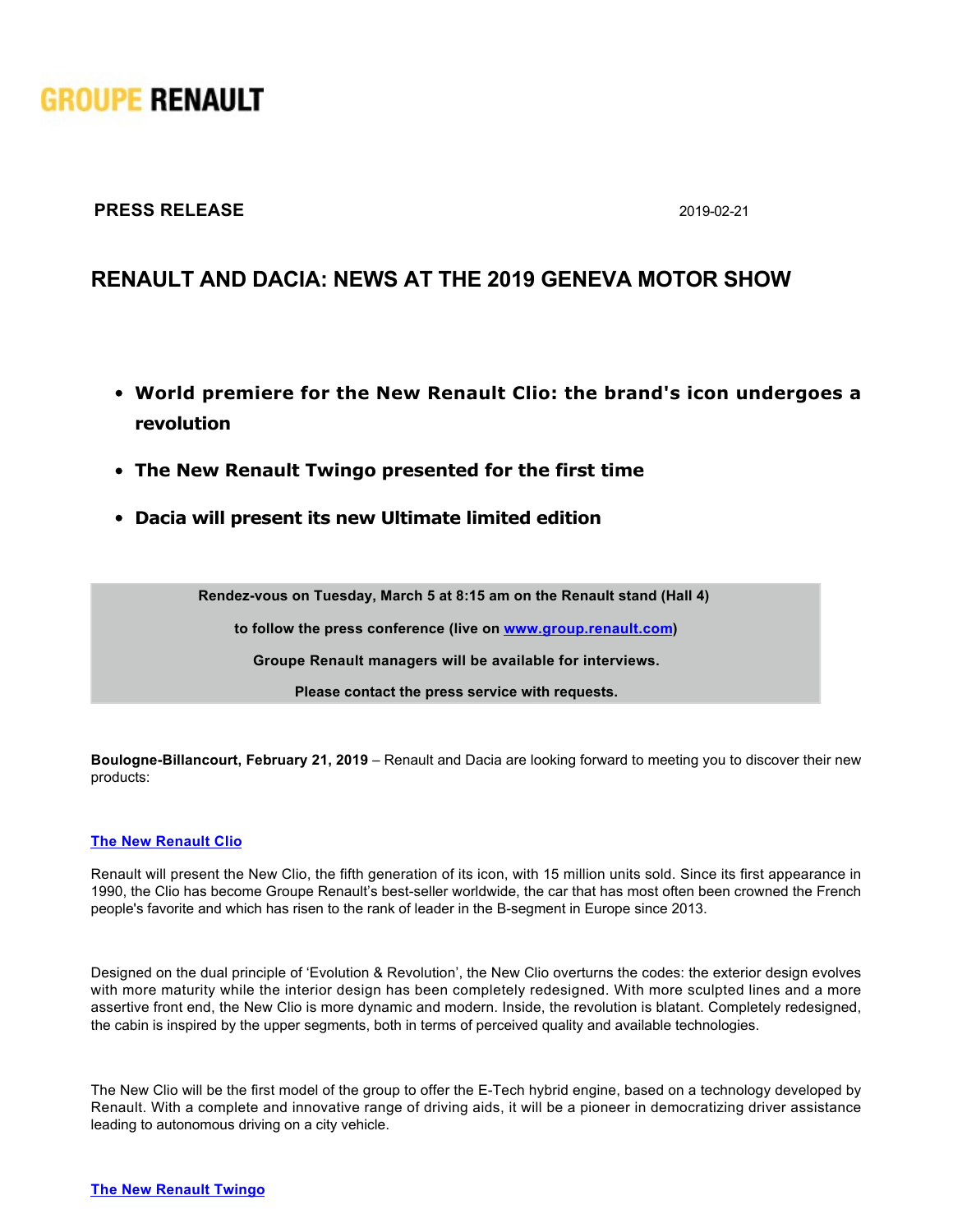**GROUPE RENAULT**

**PRESS RELEASE** 2019-02-21

# RENAULT AND DACIA: NEWS AT THE 2019 GENEVA MOTOR SHOW

- **World premiere for the New Renault Clio: the brand's icon undergoes a revolution**
- **The New Renault Twingo presented for the first time**
- **Dacia will present its new Ultimate limited edition**

**Rendez-vous on Tuesday, March 5 at 8:15 am on the Renault stand (Hall 4)**

**to follow the press conference (live on [www.group.renault.com](www.group.renault.com))**

**Groupe Renault managers will be available for interviews.**

**Please contact the press service with requests.**

**Boulogne-Billancourt, February 21, 2019** – Renault and Dacia are looking forward to meeting you to discover their new products:

**The New Renault Clio**

Renault will present the New Clio, the fifth generation of its icon, with 15 million units sold. Since its first appearance in 1990, the Clio has become Groupe Renault's best-seller worldwide, the car that has most often been crowned the French people's favorite and which has risen to the rank of leader in the B-segment in Europe since 2013.

Designed on the dual principle of 'Evolution & Revolution', the New Clio overturns the codes: the exterior design evolves with more maturity while the interior design has been completely redesigned. With more sculpted lines and a more assertive front end, the New Clio is more dynamic and modern. Inside, the revolution is blatant. Completely redesigned, the cabin is inspired by the upper segments, both in terms of perceived quality and available technologies.

The New Clio will be the first model of the group to offer the E-Tech hybrid engine, based on a technology developed by Renault. With a complete and innovative range of driving aids, it will be a pioneer in democratizing driver assistance leading to autonomous driving on a city vehicle.

**The New Renault Twingo**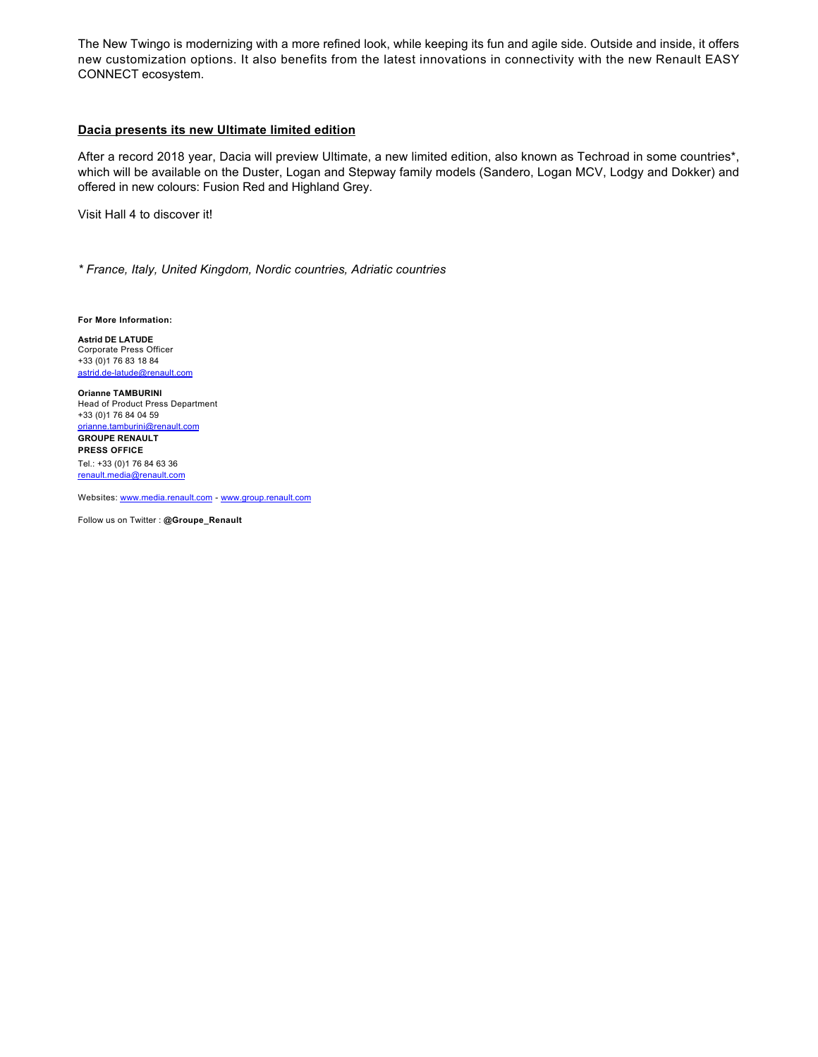The New Twingo is modernizing with a more refined look, while keeping its fun and agile side. Outside and inside, it offers new customization options. It also benefits from the latest innovations in connectivity with the new Renault EASY CONNECT ecosystem.

## Dacia presents its new Ultimate limited edition

After a record 2018 year, Dacia will preview Ultimate, a new limited edition, also known as Techroad in some countries*, which will be available on the Duster, Logan and Stepway family models (Sandero, Logan MCV, Lodgy and Dokker) and offered in new colours: Fusion Red and Highland Grey.

Visit Hall 4 to discover it!

*\* France, Italy, United Kingdom, Nordic countries, Adriatic countries*

**For More Information:**

**Astrid DE LATUDE**
Corporate Press Officer
+33 (0)1 76 83 18 84
astrid.de-latude@renault.com

**Orianne TAMBURINI**
Head of Product Press Department
+33 (0)1 76 84 04 59
orianne.tamburini@renault.com

**GROUPE RENAULT**
**PRESS OFFICE**
Tel.: +33 (0)1 76 84 63 36
renault.media@renault.com

Websites: www.media.renault.com - www.group.renault.com

Follow us on Twitter : **@Groupe_Renault**